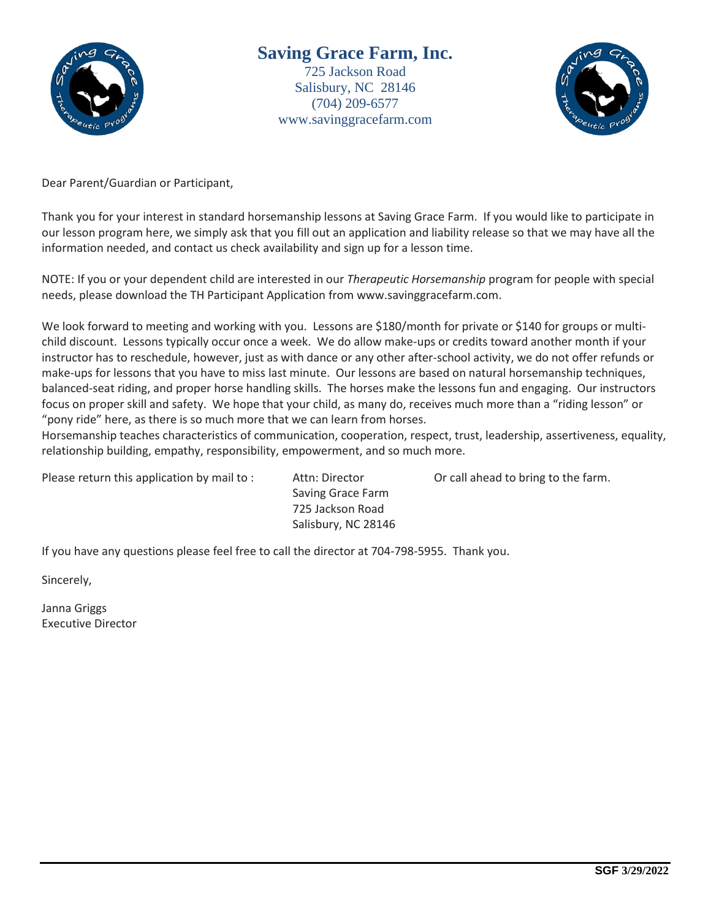# Saving Grace Farm, Inc.

725 Jackson Road
Salisbury, NC 28146
(704) 209-6577
www.savinggracefarm.com

Dear Parent/Guardian or Participant,

Thank you for your interest in standard horsemanship lessons at Saving Grace Farm. If you would like to participate in our lesson program here, we simply ask that you fill out an application and liability release so that we may have all the information needed, and contact us check availability and sign up for a lesson time.

NOTE: If you or your dependent child are interested in our *Therapeutic Horsemanship* program for people with special needs, please download the TH Participant Application from www.savinggracefarm.com.

We look forward to meeting and working with you. Lessons are $180/month for private or $140 for groups or multi-child discount. Lessons typically occur once a week. We do allow make-ups or credits toward another month if your instructor has to reschedule, however, just as with dance or any other after-school activity, we do not offer refunds or make-ups for lessons that you have to miss last minute. Our lessons are based on natural horsemanship techniques, balanced-seat riding, and proper horse handling skills. The horses make the lessons fun and engaging. Our instructors focus on proper skill and safety. We hope that your child, as many do, receives much more than a "riding lesson" or "pony ride" here, as there is so much more that we can learn from horses.
Horsemanship teaches characteristics of communication, cooperation, respect, trust, leadership, assertiveness, equality, relationship building, empathy, responsibility, empowerment, and so much more.

Please return this application by mail to :

Attn: Director
Saving Grace Farm
725 Jackson Road
Salisbury, NC 28146

Or call ahead to bring to the farm.

If you have any questions please feel free to call the director at 704-798-5955. Thank you.

Sincerely,

Janna Griggs
Executive Director

SGF 3/29/2022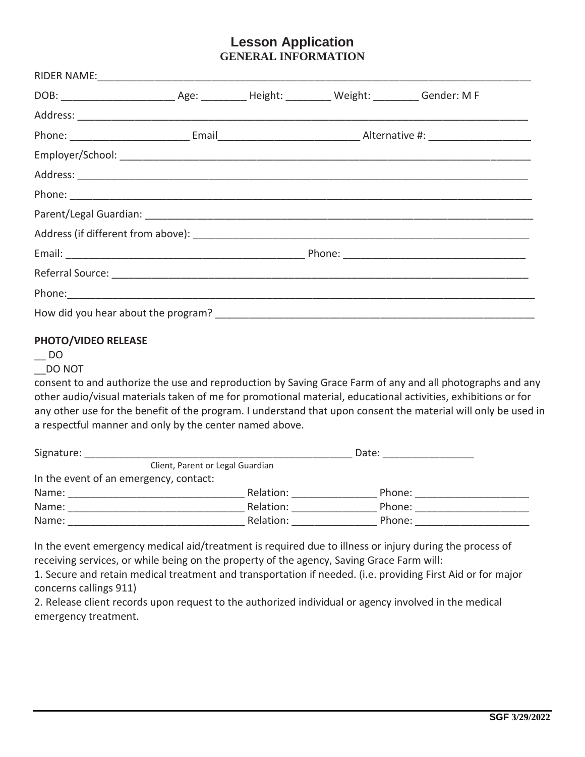# Lesson Application

## GENERAL INFORMATION

RIDER NAME:_______________________________________________________________________________

DOB: ____________________ Age: ________ Height: ________ Weight: ________ Gender: M F

Address: _________________________________________________________________________________

Phone: _____________________ Email_________________________ Alternative #: __________________

Employer/School: ___________________________________________________________________________

Address: _________________________________________________________________________________

Phone: ___________________________________________________________________________________

Parent/Legal Guardian: _______________________________________________________________________

Address (if different from above): _____________________________________________________________

Email: ___________________________________________ Phone: ________________________________

Referral Source: ____________________________________________________________________________

Phone:____________________________________________________________________________________

How did you hear about the program? __________________________________________________________

**PHOTO/VIDEO RELEASE**

__ DO

__DO NOT

consent to and authorize the use and reproduction by Saving Grace Farm of any and all photographs and any other audio/visual materials taken of me for promotional material, educational activities, exhibitions or for any other use for the benefit of the program. I understand that upon consent the material will only be used in a respectful manner and only by the center named above.

Signature: _________________________________________________ Date: ________________

Client, Parent or Legal Guardian

In the event of an emergency, contact:

Name: _______________________________ Relation: _______________ Phone: ____________________

Name: _______________________________ Relation: _______________ Phone: ____________________

Name: _______________________________ Relation: _______________ Phone: ____________________

In the event emergency medical aid/treatment is required due to illness or injury during the process of receiving services, or while being on the property of the agency, Saving Grace Farm will:

1. Secure and retain medical treatment and transportation if needed. (i.e. providing First Aid or for major concerns callings 911)
2. Release client records upon request to the authorized individual or agency involved in the medical emergency treatment.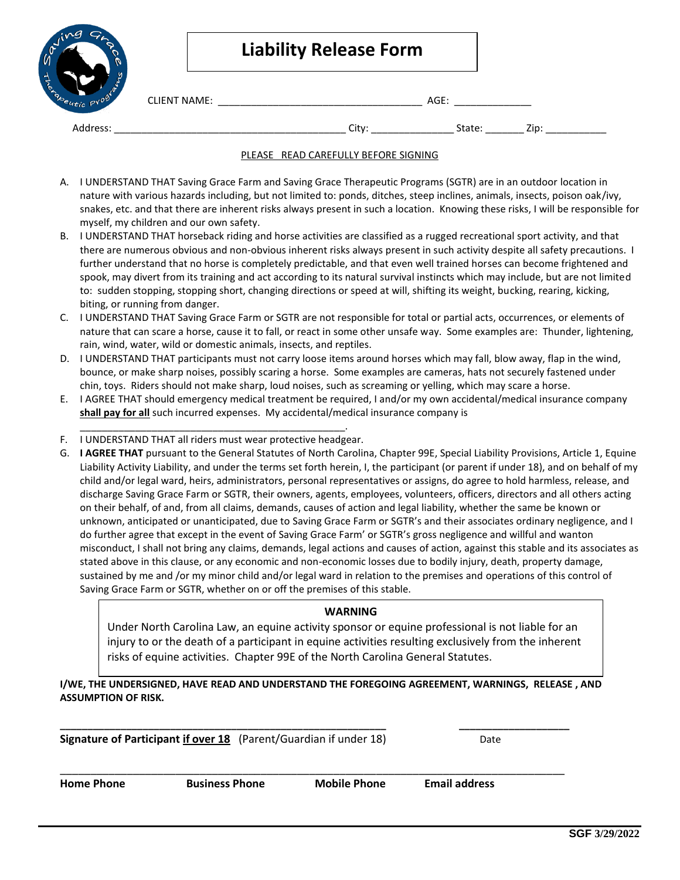# Liability Release Form

CLIENT NAME: ___________________________________ AGE: _____________

Address: ________________________________________ City: ______________ State: _______ Zip: ___________

PLEASE READ CAREFULLY BEFORE SIGNING

A. I UNDERSTAND THAT Saving Grace Farm and Saving Grace Therapeutic Programs (SGTR) are in an outdoor location in nature with various hazards including, but not limited to: ponds, ditches, steep inclines, animals, insects, poison oak/ivy, snakes, etc. and that there are inherent risks always present in such a location. Knowing these risks, I will be responsible for myself, my children and our own safety.
B. I UNDERSTAND THAT horseback riding and horse activities are classified as a rugged recreational sport activity, and that there are numerous obvious and non-obvious inherent risks always present in such activity despite all safety precautions. I further understand that no horse is completely predictable, and that even well trained horses can become frightened and spook, may divert from its training and act according to its natural survival instincts which may include, but are not limited to: sudden stopping, stopping short, changing directions or speed at will, shifting its weight, bucking, rearing, kicking, biting, or running from danger.
C. I UNDERSTAND THAT Saving Grace Farm or SGTR are not responsible for total or partial acts, occurrences, or elements of nature that can scare a horse, cause it to fall, or react in some other unsafe way. Some examples are: Thunder, lightening, rain, wind, water, wild or domestic animals, insects, and reptiles.
D. I UNDERSTAND THAT participants must not carry loose items around horses which may fall, blow away, flap in the wind, bounce, or make sharp noises, possibly scaring a horse. Some examples are cameras, hats not securely fastened under chin, toys. Riders should not make sharp, loud noises, such as screaming or yelling, which may scare a horse.
E. I AGREE THAT should emergency medical treatment be required, I and/or my own accidental/medical insurance company **shall pay for all** such incurred expenses. My accidental/medical insurance company is ________________________________________________.
F. I UNDERSTAND THAT all riders must wear protective headgear.
G. **I AGREE THAT** pursuant to the General Statutes of North Carolina, Chapter 99E, Special Liability Provisions, Article 1, Equine Liability Activity Liability, and under the terms set forth herein, I, the participant (or parent if under 18), and on behalf of my child and/or legal ward, heirs, administrators, personal representatives or assigns, do agree to hold harmless, release, and discharge Saving Grace Farm or SGTR, their owners, agents, employees, volunteers, officers, directors and all others acting on their behalf, of and, from all claims, demands, causes of action and legal liability, whether the same be known or unknown, anticipated or unanticipated, due to Saving Grace Farm or SGTR's and their associates ordinary negligence, and I do further agree that except in the event of Saving Grace Farm' or SGTR's gross negligence and willful and wanton misconduct, I shall not bring any claims, demands, legal actions and causes of action, against this stable and its associates as stated above in this clause, or any economic and non-economic losses due to bodily injury, death, property damage, sustained by me and /or my minor child and/or legal ward in relation to the premises and operations of this control of Saving Grace Farm or SGTR, whether on or off the premises of this stable.

**WARNING**

Under North Carolina Law, an equine activity sponsor or equine professional is not liable for an injury to or the death of a participant in equine activities resulting exclusively from the inherent risks of equine activities. Chapter 99E of the North Carolina General Statutes.

**I/WE, THE UNDERSIGNED, HAVE READ AND UNDERSTAND THE FOREGOING AGREEMENT, WARNINGS, RELEASE , AND ASSUMPTION OF RISK.**

_________________________________________________ __________________

**Signature of Participant if over 18** (Parent/Guardian if under 18) Date

______________________________________________________________________________

**Home Phone** **Business Phone** **Mobile Phone** **Email address**

SGF 3/29/2022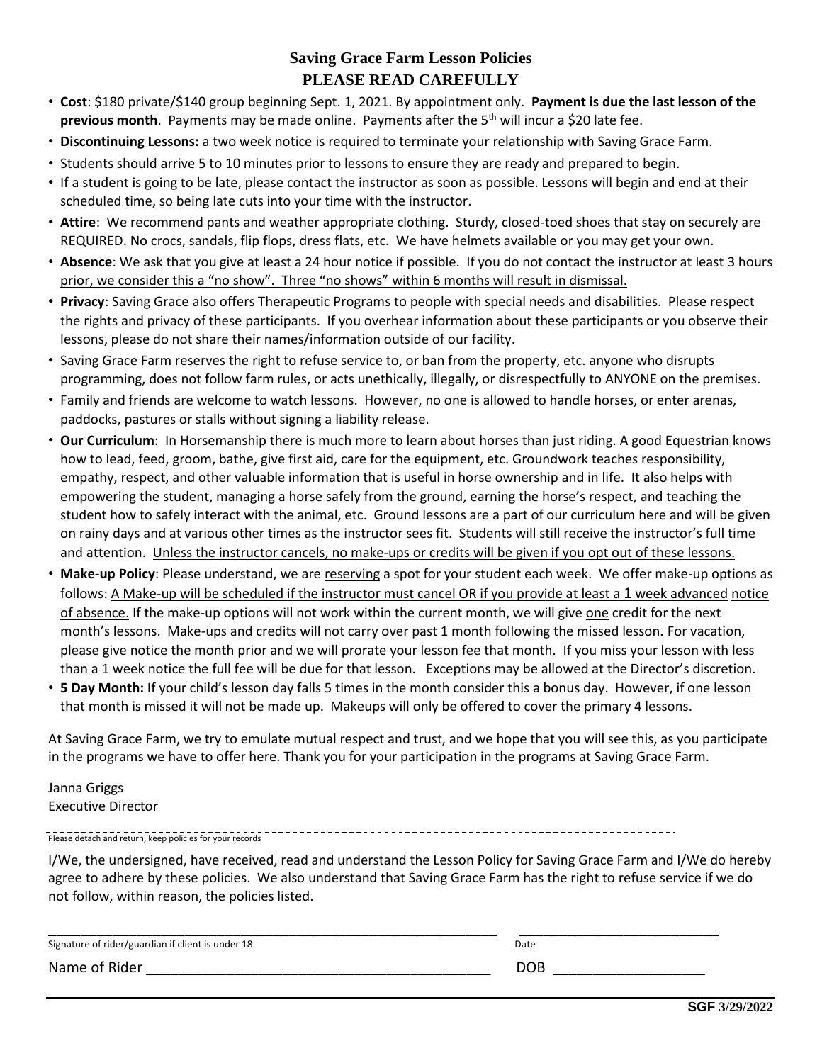# Saving Grace Farm Lesson Policies

## PLEASE READ CAREFULLY

- **Cost**: $180 private/$140 group beginning Sept. 1, 2021. By appointment only. **Payment is due the last lesson of the previous month**. Payments may be made online. Payments after the 5th will incur a $20 late fee.
- **Discontinuing Lessons:** a two week notice is required to terminate your relationship with Saving Grace Farm.
- Students should arrive 5 to 10 minutes prior to lessons to ensure they are ready and prepared to begin.
- If a student is going to be late, please contact the instructor as soon as possible. Lessons will begin and end at their scheduled time, so being late cuts into your time with the instructor.
- **Attire**: We recommend pants and weather appropriate clothing. Sturdy, closed-toed shoes that stay on securely are REQUIRED. No crocs, sandals, flip flops, dress flats, etc. We have helmets available or you may get your own.
- **Absence**: We ask that you give at least a 24 hour notice if possible. If you do not contact the instructor at least 3 hours prior, we consider this a "no show". Three "no shows" within 6 months will result in dismissal.
- **Privacy**: Saving Grace also offers Therapeutic Programs to people with special needs and disabilities. Please respect the rights and privacy of these participants. If you overhear information about these participants or you observe their lessons, please do not share their names/information outside of our facility.
- Saving Grace Farm reserves the right to refuse service to, or ban from the property, etc. anyone who disrupts programming, does not follow farm rules, or acts unethically, illegally, or disrespectfully to ANYONE on the premises.
- Family and friends are welcome to watch lessons. However, no one is allowed to handle horses, or enter arenas, paddocks, pastures or stalls without signing a liability release.
- **Our Curriculum**: In Horsemanship there is much more to learn about horses than just riding. A good Equestrian knows how to lead, feed, groom, bathe, give first aid, care for the equipment, etc. Groundwork teaches responsibility, empathy, respect, and other valuable information that is useful in horse ownership and in life. It also helps with empowering the student, managing a horse safely from the ground, earning the horse's respect, and teaching the student how to safely interact with the animal, etc. Ground lessons are a part of our curriculum here and will be given on rainy days and at various other times as the instructor sees fit. Students will still receive the instructor's full time and attention. Unless the instructor cancels, no make-ups or credits will be given if you opt out of these lessons.
- **Make-up Policy**: Please understand, we are reserving a spot for your student each week. We offer make-up options as follows: A Make-up will be scheduled if the instructor must cancel OR if you provide at least a 1 week advanced notice of absence. If the make-up options will not work within the current month, we will give one credit for the next month's lessons. Make-ups and credits will not carry over past 1 month following the missed lesson. For vacation, please give notice the month prior and we will prorate your lesson fee that month. If you miss your lesson with less than a 1 week notice the full fee will be due for that lesson. Exceptions may be allowed at the Director's discretion.
- **5 Day Month:** If your child's lesson day falls 5 times in the month consider this a bonus day. However, if one lesson that month is missed it will not be made up. Makeups will only be offered to cover the primary 4 lessons.

At Saving Grace Farm, we try to emulate mutual respect and trust, and we hope that you will see this, as you participate in the programs we have to offer here. Thank you for your participation in the programs at Saving Grace Farm.

Janna Griggs
Executive Director

Please detach and return, keep policies for your records

I/We, the undersigned, have received, read and understand the Lesson Policy for Saving Grace Farm and I/We do hereby agree to adhere by these policies. We also understand that Saving Grace Farm has the right to refuse service if we do not follow, within reason, the policies listed.

_______________________________________________ _____________________

Signature of rider/guardian if client is under 18 Date

Name of Rider ___________________________________ DOB _______________

SGF 3/29/2022